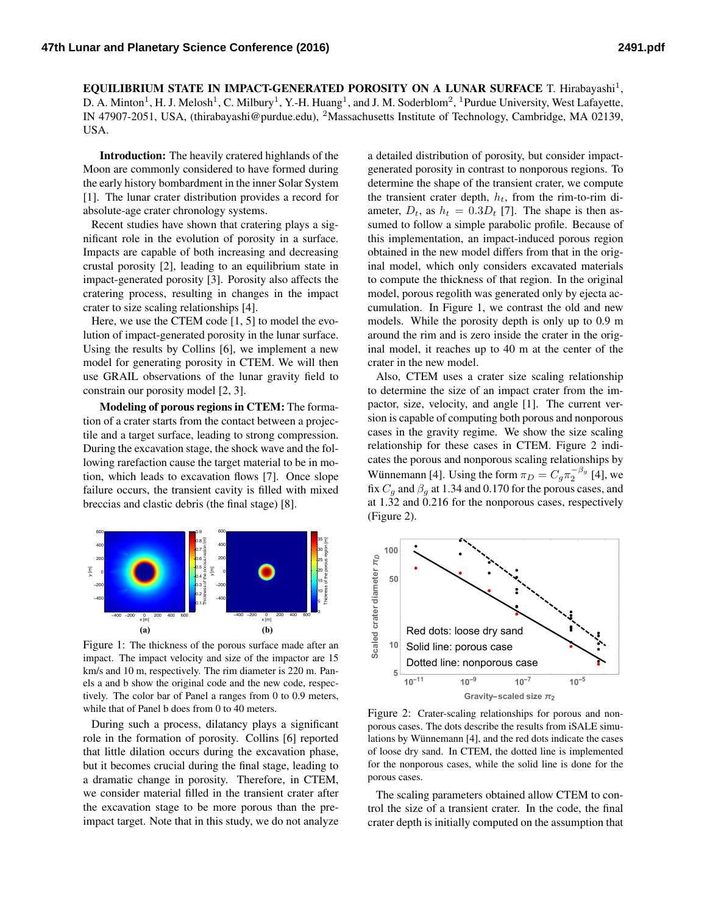**EQUILIBRIUM STATE IN IMPACT-GENERATED POROSITY ON A LUNAR SURFACE** T. Hirabayashi[1], D. A. Minton[1], H. J. Melosh[1], C. Milbury[1], Y.-H. Huang[1], and J. M. Soderblom[2], [1]Purdue University, West Lafayette, IN 47907-2051, USA, (thirabayashi@purdue.edu), [2]Massachusetts Institute of Technology, Cambridge, MA 02139, USA.

**Introduction:** The heavily cratered highlands of the Moon are commonly considered to have formed during the early history bombardment in the inner Solar System [1]. The lunar crater distribution provides a record for absolute-age crater chronology systems.

Recent studies have shown that cratering plays a significant role in the evolution of porosity in a surface. Impacts are capable of both increasing and decreasing crustal porosity [2], leading to an equilibrium state in impact-generated porosity [3]. Porosity also affects the cratering process, resulting in changes in the impact crater to size scaling relationships [4].

Here, we use the CTEM code [1, 5] to model the evolution of impact-generated porosity in the lunar surface. Using the results by Collins [6], we implement a new model for generating porosity in CTEM. We will then use GRAIL observations of the lunar gravity field to constrain our porosity model [2, 3].

**Modeling of porous regions in CTEM:** The formation of a crater starts from the contact between a projectile and a target surface, leading to strong compression. During the excavation stage, the shock wave and the following rarefaction cause the target material to be in motion, which leads to excavation flows [7]. Once slope failure occurs, the transient cavity is filled with mixed breccias and clastic debris (the final stage) [8].

Figure 1: The thickness of the porous surface made after an impact. The impact velocity and size of the impactor are 15 km/s and 10 m, respectively. The rim diameter is 220 m. Panels a and b show the original code and the new code, respectively. The color bar of Panel a ranges from 0 to 0.9 meters, while that of Panel b does from 0 to 40 meters.

During such a process, dilatancy plays a significant role in the formation of porosity. Collins [6] reported that little dilation occurs during the excavation phase, but it becomes crucial during the final stage, leading to a dramatic change in porosity. Therefore, in CTEM, we consider material filled in the transient crater after the excavation stage to be more porous than the pre-impact target. Note that in this study, we do not analyze a detailed distribution of porosity, but consider impact-generated porosity in contrast to nonporous regions. To determine the shape of the transient crater, we compute the transient crater depth, $h_t$, from the rim-to-rim diameter, $D_t$, as $h_t = 0.3D_t$ [7]. The shape is then assumed to follow a simple parabolic profile. Because of this implementation, an impact-induced porous region obtained in the new model differs from that in the original model, which only considers excavated materials to compute the thickness of that region. In the original model, porous regolith was generated only by ejecta accumulation. In Figure 1, we contrast the old and new models. While the porosity depth is only up to 0.9 m around the rim and is zero inside the crater in the original model, it reaches up to 40 m at the center of the crater in the new model.

Also, CTEM uses a crater size scaling relationship to determine the size of an impact crater from the impactor, size, velocity, and angle [1]. The current version is capable of computing both porous and nonporous cases in the gravity regime. We show the size scaling relationship for these cases in CTEM. Figure 2 indicates the porous and nonporous scaling relationships by Wünnemann [4]. Using the form $\pi_D = C_g \pi_2^{-\beta_g}$ [4], we fix $C_g$ and $\beta_g$ at 1.34 and 0.170 for the porous cases, and at 1.32 and 0.216 for the nonporous cases, respectively (Figure 2).

Figure 2: Crater-scaling relationships for porous and nonporous cases. The dots describe the results from iSALE simulations by Wünnemann [4], and the red dots indicate the cases of loose dry sand. In CTEM, the dotted line is implemented for the nonporous cases, while the solid line is done for the porous cases.

The scaling parameters obtained allow CTEM to control the size of a transient crater. In the code, the final crater depth is initially computed on the assumption that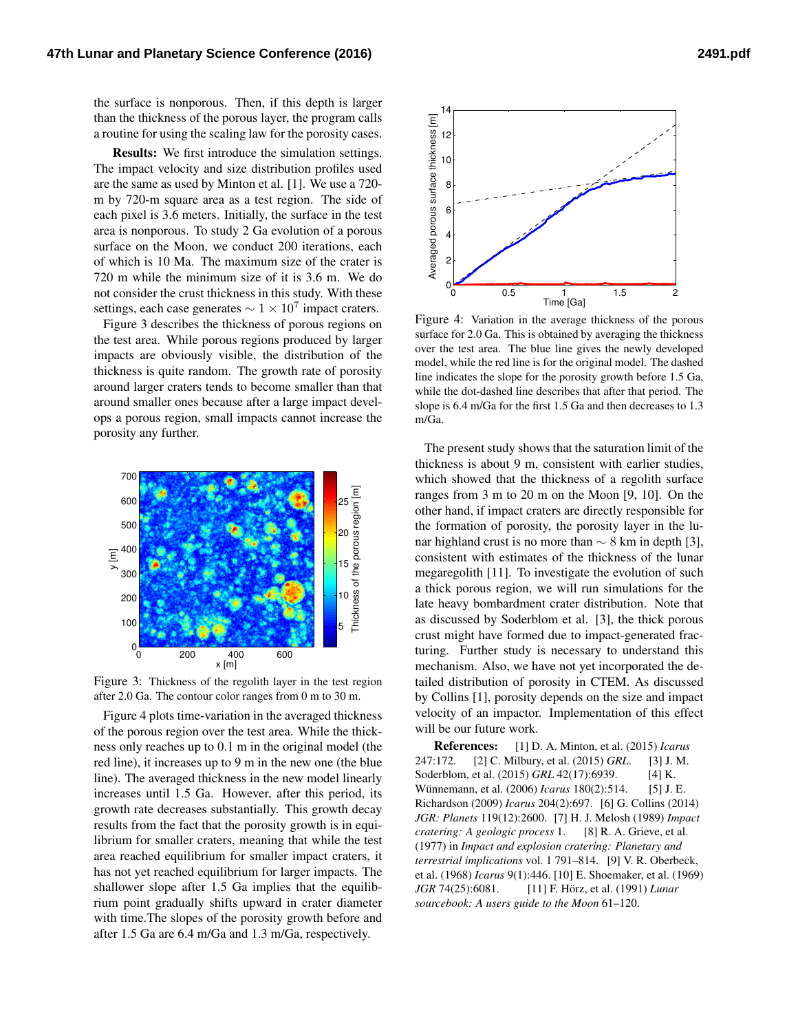the surface is nonporous. Then, if this depth is larger than the thickness of the porous layer, the program calls a routine for using the scaling law for the porosity cases.

**Results:** We first introduce the simulation settings. The impact velocity and size distribution profiles used are the same as used by Minton et al. [1]. We use a 720-m by 720-m square area as a test region. The side of each pixel is 3.6 meters. Initially, the surface in the test area is nonporous. To study 2 Ga evolution of a porous surface on the Moon, we conduct 200 iterations, each of which is 10 Ma. The maximum size of the crater is 720 m while the minimum size of it is 3.6 m. We do not consider the crust thickness in this study. With these settings, each case generates $\sim 1 \times 10^7$ impact craters.

Figure 3 describes the thickness of porous regions on the test area. While porous regions produced by larger impacts are obviously visible, the distribution of the thickness is quite random. The growth rate of porosity around larger craters tends to become smaller than that around smaller ones because after a large impact develops a porous region, small impacts cannot increase the porosity any further.

700
600
500
400
300
200
100
0
y [m]
0
200
400
600
x [m]
25
20
15
10
5
Thickness of the porous region [m]

Figure 3: Thickness of the regolith layer in the test region after 2.0 Ga. The contour color ranges from 0 m to 30 m.

Figure 4 plots time-variation in the averaged thickness of the porous region over the test area. While the thickness only reaches up to 0.1 m in the original model (the red line), it increases up to 9 m in the new one (the blue line). The averaged thickness in the new model linearly increases until 1.5 Ga. However, after this period, its growth rate decreases substantially. This growth decay results from the fact that the porosity growth is in equilibrium for smaller craters, meaning that while the test area reached equilibrium for smaller impact craters, it has not yet reached equilibrium for larger impacts. The shallower slope after 1.5 Ga implies that the equilibrium point gradually shifts upward in crater diameter with time.The slopes of the porosity growth before and after 1.5 Ga are 6.4 m/Ga and 1.3 m/Ga, respectively.

14
12
10
8
6
4
2
0
Averaged porous surface thickness [m]
0
0.5
1
1.5
2
Time [Ga]

Figure 4: Variation in the average thickness of the porous surface for 2.0 Ga. This is obtained by averaging the thickness over the test area. The blue line gives the newly developed model, while the red line is for the original model. The dashed line indicates the slope for the porosity growth before 1.5 Ga, while the dot-dashed line describes that after that period. The slope is 6.4 m/Ga for the first 1.5 Ga and then decreases to 1.3 m/Ga.

The present study shows that the saturation limit of the thickness is about 9 m, consistent with earlier studies, which showed that the thickness of a regolith surface ranges from 3 m to 20 m on the Moon [9, 10]. On the other hand, if impact craters are directly responsible for the formation of porosity, the porosity layer in the lunar highland crust is no more than $\sim 8$ km in depth [3], consistent with estimates of the thickness of the lunar megaregolith [11]. To investigate the evolution of such a thick porous region, we will run simulations for the late heavy bombardment crater distribution. Note that as discussed by Soderblom et al. [3], the thick porous crust might have formed due to impact-generated fracturing. Further study is necessary to understand this mechanism. Also, we have not yet incorporated the detailed distribution of porosity in CTEM. As discussed by Collins [1], porosity depends on the size and impact velocity of an impactor. Implementation of this effect will be our future work.

**References:** [1] D. A. Minton, et al. (2015) *Icarus* 247:172. [2] C. Milbury, et al. (2015) *GRL*. [3] J. M. Soderblom, et al. (2015) *GRL* 42(17):6939. [4] K. Wünnemann, et al. (2006) *Icarus* 180(2):514. [5] J. E. Richardson (2009) *Icarus* 204(2):697. [6] G. Collins (2014) *JGR: Planets* 119(12):2600. [7] H. J. Melosh (1989) *Impact cratering: A geologic process* 1. [8] R. A. Grieve, et al. (1977) in *Impact and explosion cratering: Planetary and terrestrial implications* vol. 1 791–814. [9] V. R. Oberbeck, et al. (1968) *Icarus* 9(1):446. [10] E. Shoemaker, et al. (1969) *JGR* 74(25):6081. [11] F. Hörz, et al. (1991) *Lunar sourcebook: A users guide to the Moon* 61–120.